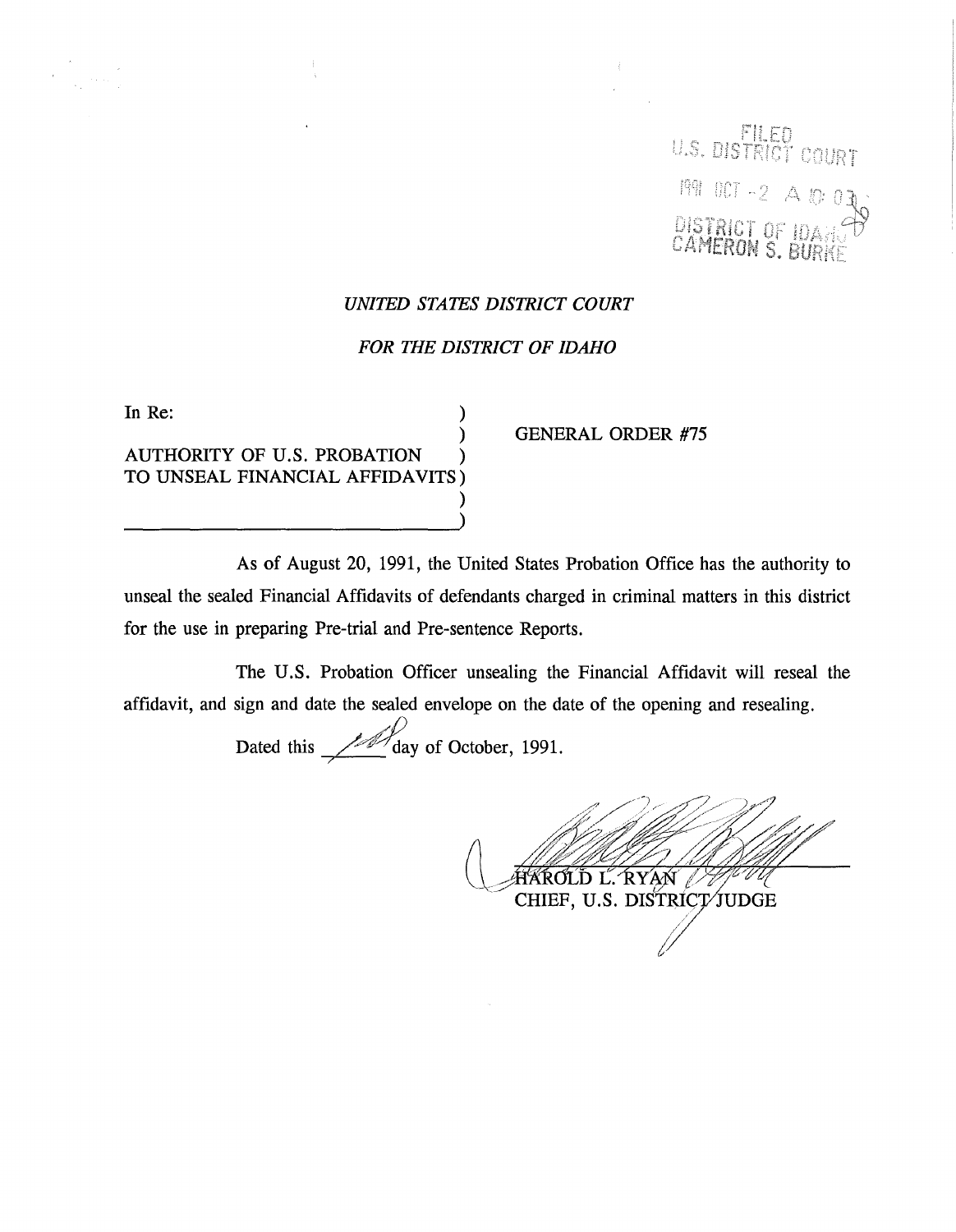FILED
U.S. DISTRICT COURT
1991 OCT -2 A 10:03
DISTRICT OF IDAHO
CAMERON S. BURKE

*UNITED STATES DISTRICT COURT*

*FOR THE DISTRICT OF IDAHO*

| In Re: | |
|---|---|
| AUTHORITY OF U.S. PROBATION TO UNSEAL FINANCIAL AFFIDAVITS | GENERAL ORDER #75 |

As of August 20, 1991, the United States Probation Office has the authority to unseal the sealed Financial Affidavits of defendants charged in criminal matters in this district for the use in preparing Pre-trial and Pre-sentence Reports.

The U.S. Probation Officer unsealing the Financial Affidavit will reseal the affidavit, and sign and date the sealed envelope on the date of the opening and resealing.

Dated this 1st day of October, 1991.

HAROLD L. RYAN
CHIEF, U.S. DISTRICT JUDGE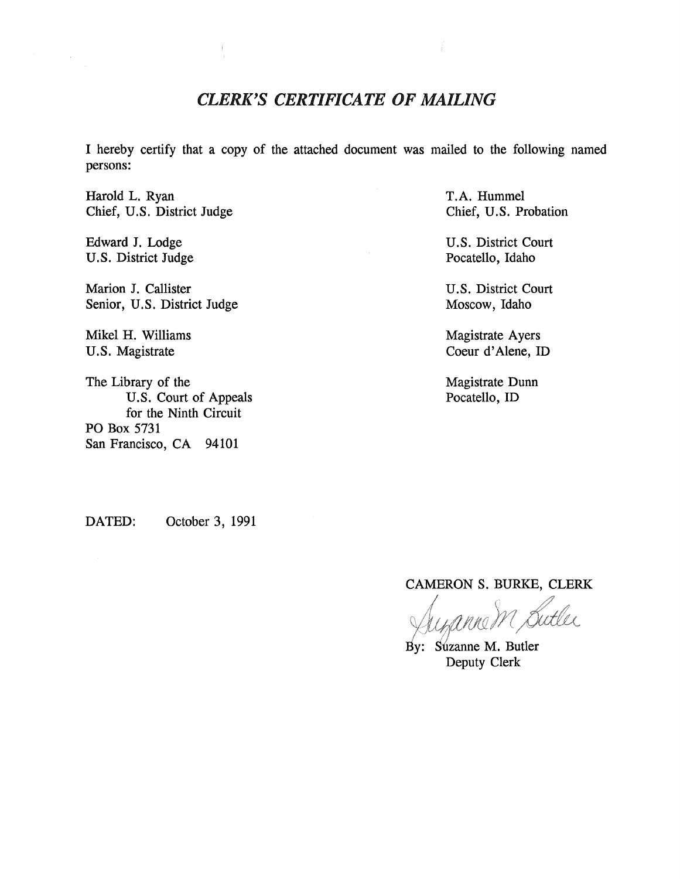## *CLERK'S CERTIFICATE OF MAILING*

I hereby certify that a copy of the attached document was mailed to the following named persons:

Harold L. Ryan
Chief, U.S. District Judge

Edward J. Lodge
U.S. District Judge

Marion J. Callister
Senior, U.S. District Judge

Mikel H. Williams
U.S. Magistrate

The Library of the
U.S. Court of Appeals
for the Ninth Circuit
PO Box 5731
San Francisco, CA 94101

T.A. Hummel
Chief, U.S. Probation

U.S. District Court
Pocatello, Idaho

U.S. District Court
Moscow, Idaho

Magistrate Ayers
Coeur d'Alene, ID

Magistrate Dunn
Pocatello, ID

DATED: October 3, 1991

CAMERON S. BURKE, CLERK

Suzanne M Butler

By: Suzanne M. Butler
Deputy Clerk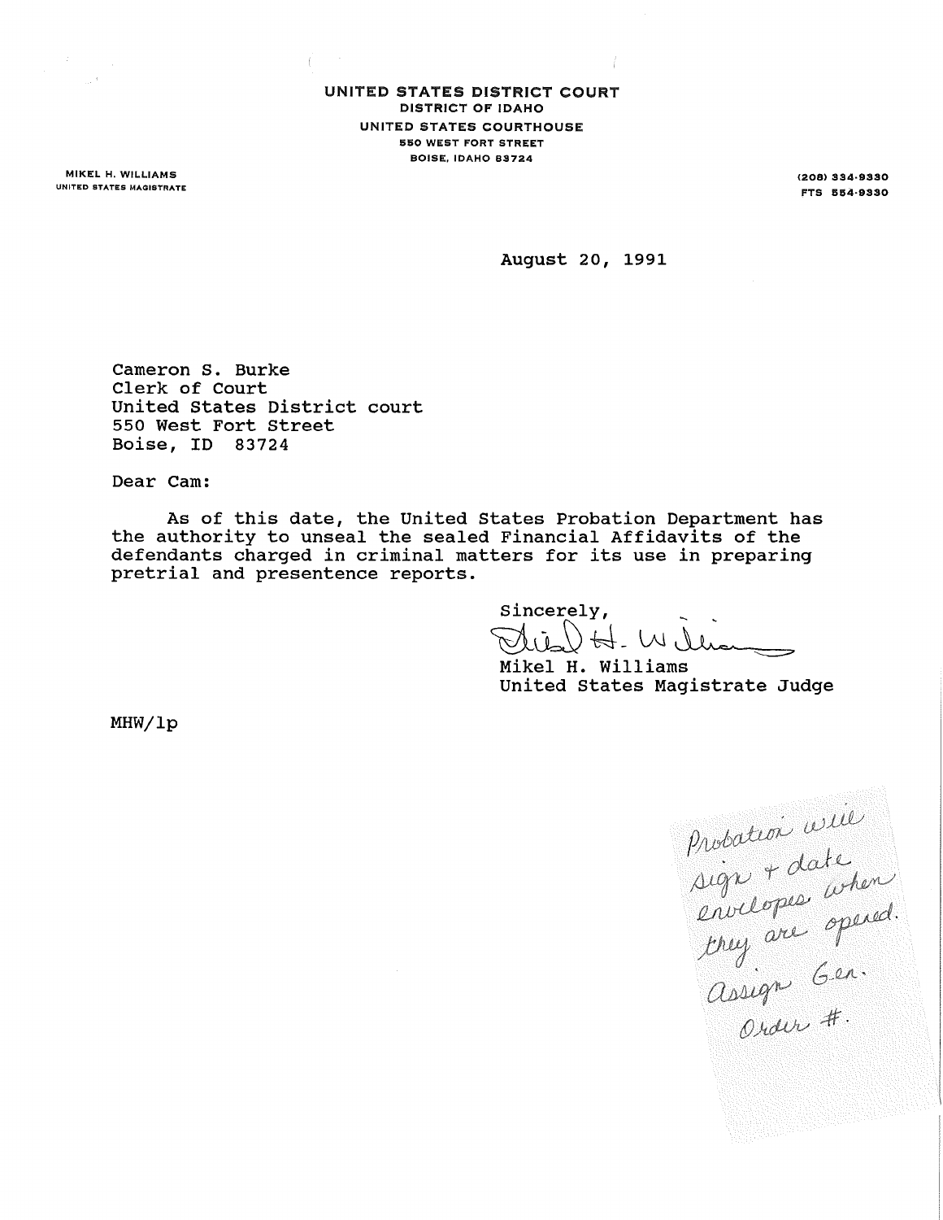**UNITED STATES DISTRICT COURT**
**DISTRICT OF IDAHO**
**UNITED STATES COURTHOUSE**
**550 WEST FORT STREET**
**BOISE, IDAHO 83724**

MIKEL H. WILLIAMS
UNITED STATES MAGISTRATE

(208) 334-9330
FTS 554-9330

August 20, 1991

Cameron S. Burke
Clerk of Court
United States District court
550 West Fort Street
Boise, ID 83724

Dear Cam:

As of this date, the United States Probation Department has the authority to unseal the sealed Financial Affidavits of the defendants charged in criminal matters for its use in preparing pretrial and presentence reports.

Sincerely,

Mikel H. Williams
United States Magistrate Judge

MHW/lp

Probation will sign + date envelopes when they are opened. Assign Gen. Order #.